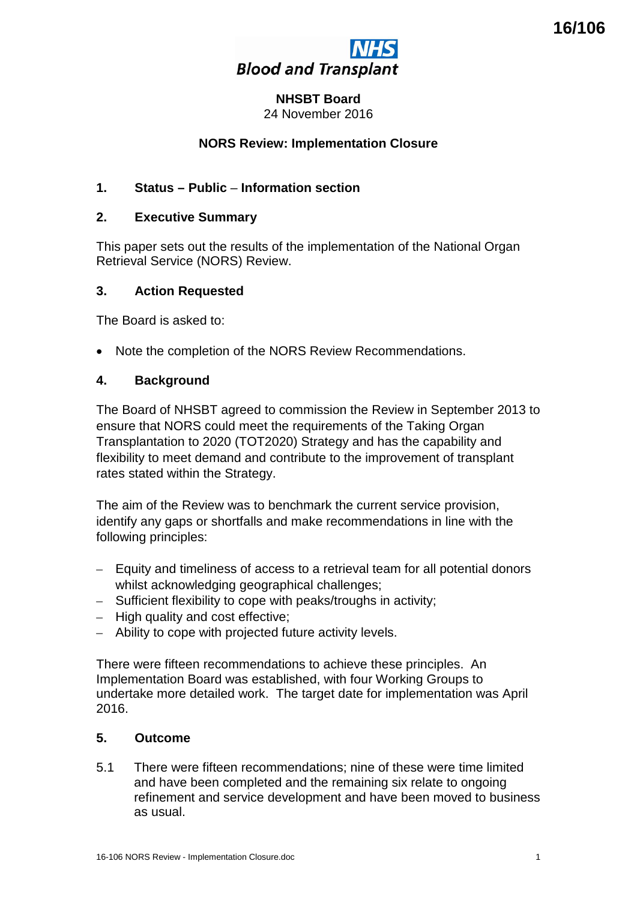16/106

**NHS Blood and Transplant**

**NHSBT Board**
24 November 2016

**NORS Review: Implementation Closure**

## 1. Status – Public – Information section

## 2. Executive Summary

This paper sets out the results of the implementation of the National Organ Retrieval Service (NORS) Review.

## 3. Action Requested

The Board is asked to:

- Note the completion of the NORS Review Recommendations.

## 4. Background

The Board of NHSBT agreed to commission the Review in September 2013 to ensure that NORS could meet the requirements of the Taking Organ Transplantation to 2020 (TOT2020) Strategy and has the capability and flexibility to meet demand and contribute to the improvement of transplant rates stated within the Strategy.

The aim of the Review was to benchmark the current service provision, identify any gaps or shortfalls and make recommendations in line with the following principles:

- Equity and timeliness of access to a retrieval team for all potential donors whilst acknowledging geographical challenges;
- Sufficient flexibility to cope with peaks/troughs in activity;
- High quality and cost effective;
- Ability to cope with projected future activity levels.

There were fifteen recommendations to achieve these principles. An Implementation Board was established, with four Working Groups to undertake more detailed work. The target date for implementation was April 2016.

## 5. Outcome

5.1 There were fifteen recommendations; nine of these were time limited and have been completed and the remaining six relate to ongoing refinement and service development and have been moved to business as usual.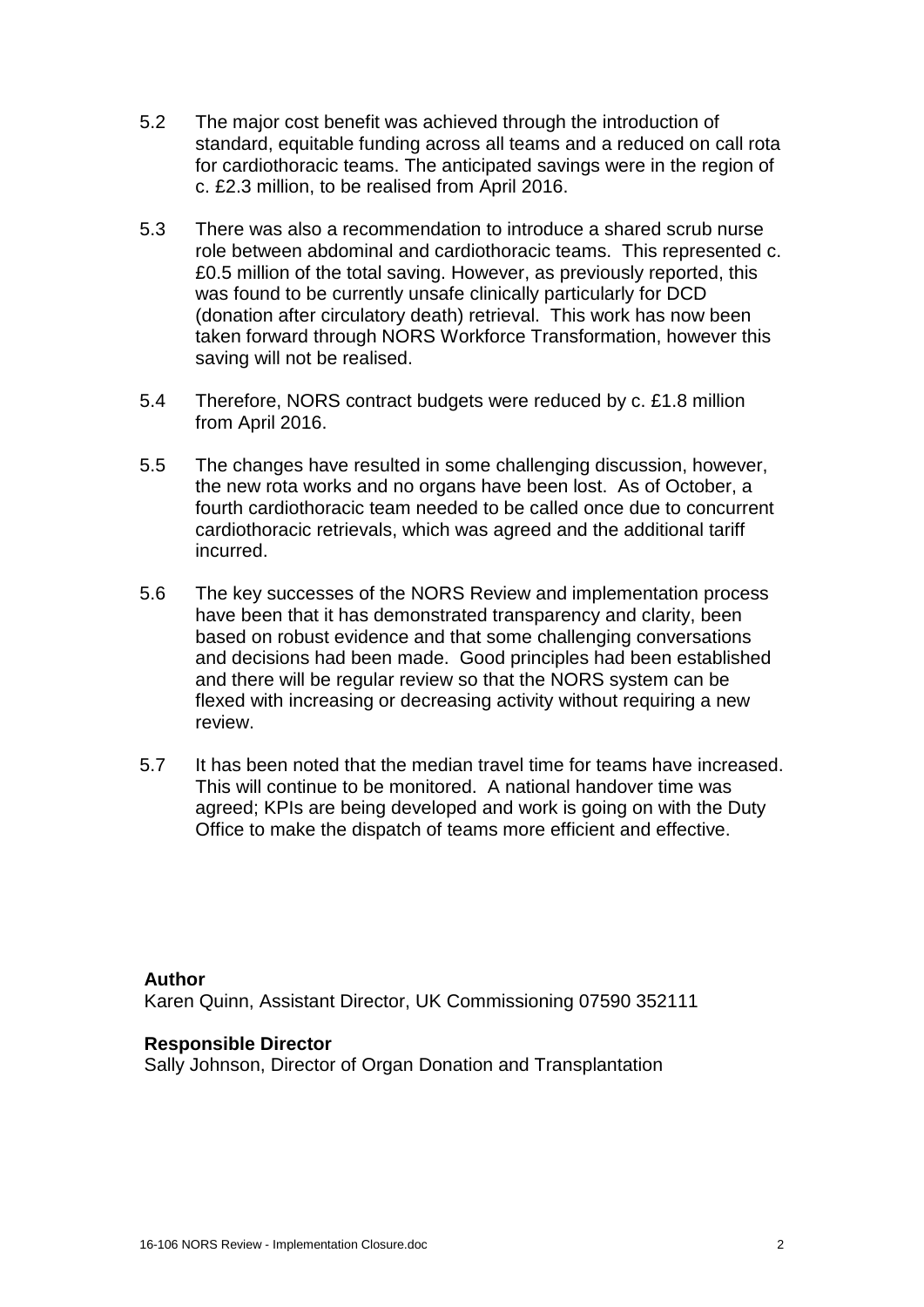5.2 The major cost benefit was achieved through the introduction of standard, equitable funding across all teams and a reduced on call rota for cardiothoracic teams. The anticipated savings were in the region of c. £2.3 million, to be realised from April 2016.

5.3 There was also a recommendation to introduce a shared scrub nurse role between abdominal and cardiothoracic teams. This represented c. £0.5 million of the total saving. However, as previously reported, this was found to be currently unsafe clinically particularly for DCD (donation after circulatory death) retrieval. This work has now been taken forward through NORS Workforce Transformation, however this saving will not be realised.

5.4 Therefore, NORS contract budgets were reduced by c. £1.8 million from April 2016.

5.5 The changes have resulted in some challenging discussion, however, the new rota works and no organs have been lost. As of October, a fourth cardiothoracic team needed to be called once due to concurrent cardiothoracic retrievals, which was agreed and the additional tariff incurred.

5.6 The key successes of the NORS Review and implementation process have been that it has demonstrated transparency and clarity, been based on robust evidence and that some challenging conversations and decisions had been made. Good principles had been established and there will be regular review so that the NORS system can be flexed with increasing or decreasing activity without requiring a new review.

5.7 It has been noted that the median travel time for teams have increased. This will continue to be monitored. A national handover time was agreed; KPIs are being developed and work is going on with the Duty Office to make the dispatch of teams more efficient and effective.

**Author**
Karen Quinn, Assistant Director, UK Commissioning 07590 352111

**Responsible Director**
Sally Johnson, Director of Organ Donation and Transplantation